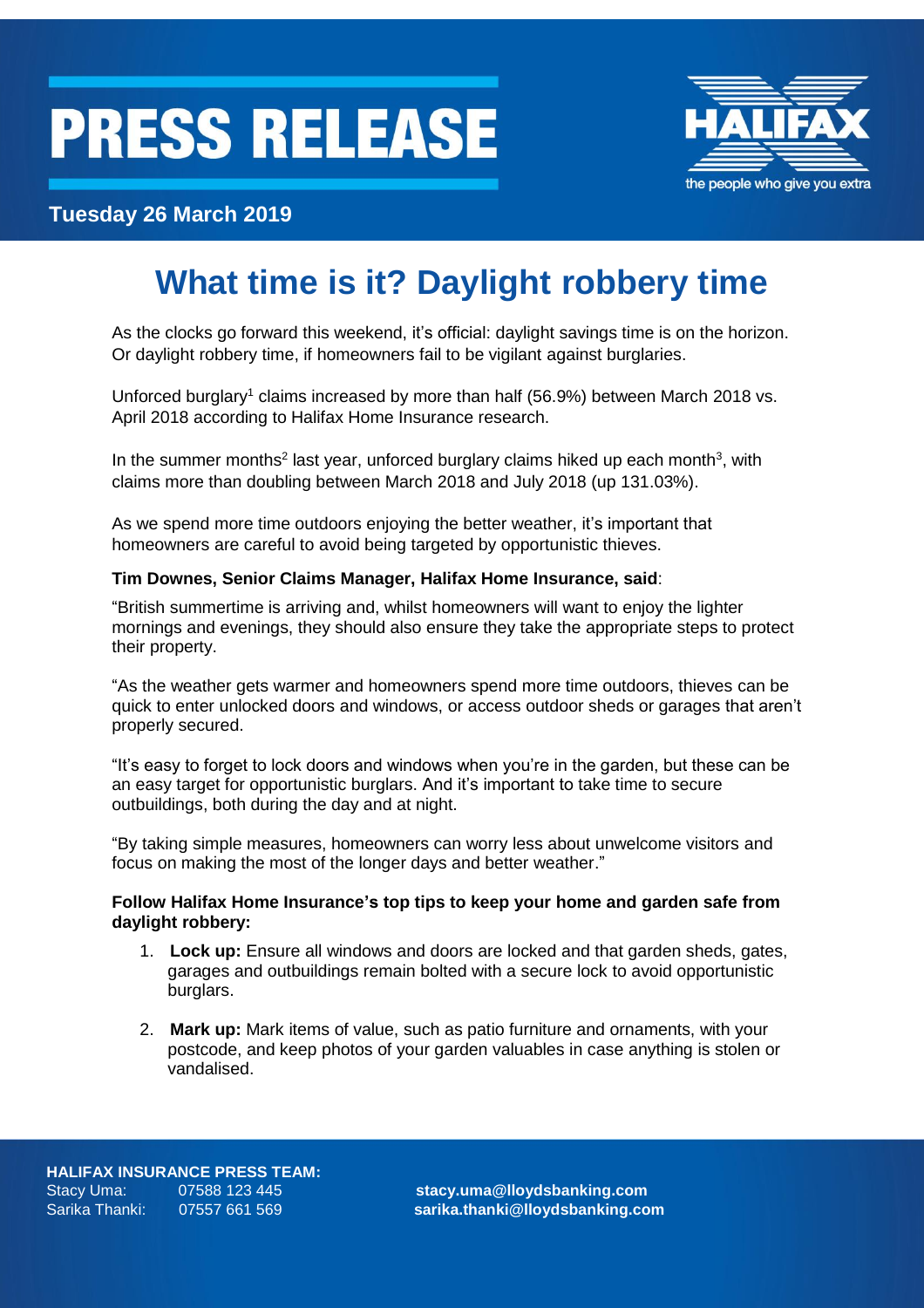PRESS RELEASE

**Tuesday 26 March 2019**

# What time is it? Daylight robbery time

As the clocks go forward this weekend, it's official: daylight savings time is on the horizon. Or daylight robbery time, if homeowners fail to be vigilant against burglaries.

Unforced burglary[1] claims increased by more than half (56.9%) between March 2018 vs. April 2018 according to Halifax Home Insurance research.

In the summer months[2] last year, unforced burglary claims hiked up each month[3], with claims more than doubling between March 2018 and July 2018 (up 131.03%).

As we spend more time outdoors enjoying the better weather, it's important that homeowners are careful to avoid being targeted by opportunistic thieves.

**Tim Downes, Senior Claims Manager, Halifax Home Insurance, said**:

"British summertime is arriving and, whilst homeowners will want to enjoy the lighter mornings and evenings, they should also ensure they take the appropriate steps to protect their property.

"As the weather gets warmer and homeowners spend more time outdoors, thieves can be quick to enter unlocked doors and windows, or access outdoor sheds or garages that aren't properly secured.

"It's easy to forget to lock doors and windows when you're in the garden, but these can be an easy target for opportunistic burglars. And it's important to take time to secure outbuildings, both during the day and at night.

"By taking simple measures, homeowners can worry less about unwelcome visitors and focus on making the most of the longer days and better weather."

**Follow Halifax Home Insurance's top tips to keep your home and garden safe from daylight robbery:**

1. **Lock up:** Ensure all windows and doors are locked and that garden sheds, gates, garages and outbuildings remain bolted with a secure lock to avoid opportunistic burglars.
2. **Mark up:** Mark items of value, such as patio furniture and ornaments, with your postcode, and keep photos of your garden valuables in case anything is stolen or vandalised.

**HALIFAX INSURANCE PRESS TEAM:**

Stacy Uma: 07588 123 445 **stacy.uma@lloydsbanking.com**
Sarika Thanki: 07557 661 569 **sarika.thanki@lloydsbanking.com**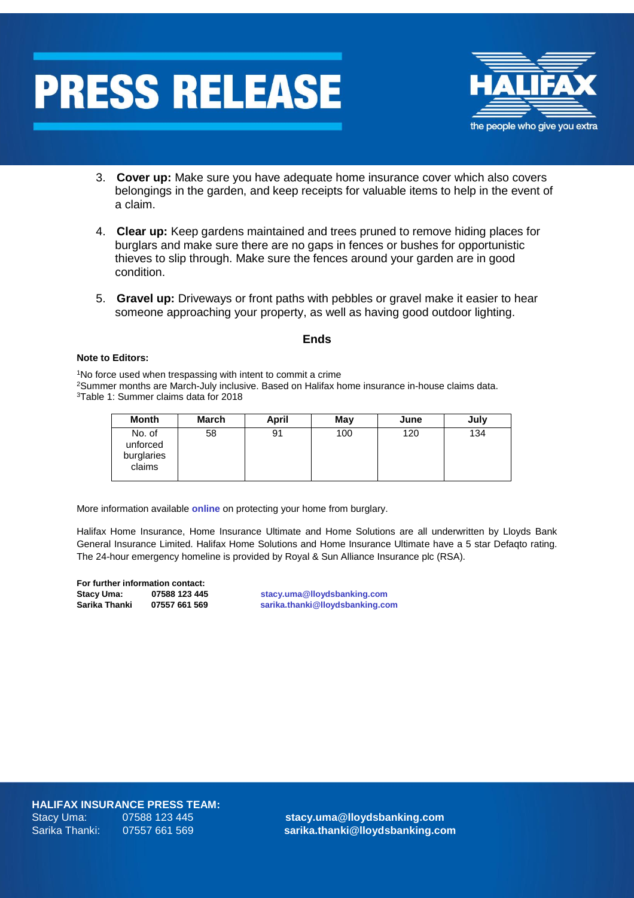3. **Cover up:** Make sure you have adequate home insurance cover which also covers belongings in the garden, and keep receipts for valuable items to help in the event of a claim.

4. **Clear up:** Keep gardens maintained and trees pruned to remove hiding places for burglars and make sure there are no gaps in fences or bushes for opportunistic thieves to slip through. Make sure the fences around your garden are in good condition.

5. **Gravel up:** Driveways or front paths with pebbles or gravel make it easier to hear someone approaching your property, as well as having good outdoor lighting.

**Ends**

**Note to Editors:**

[1]No force used when trespassing with intent to commit a crime
[2]Summer months are March-July inclusive. Based on Halifax home insurance in-house claims data.
[3]Table 1: Summer claims data for 2018

| Month | March | April | May | June | July |
|---|---|---|---|---|---|
| No. of unforced burglaries claims | 58 | 91 | 100 | 120 | 134 |

More information available **online** on protecting your home from burglary.

Halifax Home Insurance, Home Insurance Ultimate and Home Solutions are all underwritten by Lloyds Bank General Insurance Limited. Halifax Home Solutions and Home Insurance Ultimate have a 5 star Defaqto rating. The 24-hour emergency homeline is provided by Royal & Sun Alliance Insurance plc (RSA).

**For further information contact:**
**Stacy Uma: 07588 123 445** **stacy.uma@lloydsbanking.com**
**Sarika Thanki 07557 661 569** **sarika.thanki@lloydsbanking.com**

**HALIFAX INSURANCE PRESS TEAM:**
Stacy Uma: 07588 123 445 **stacy.uma@lloydsbanking.com**
Sarika Thanki: 07557 661 569 **sarika.thanki@lloydsbanking.com**